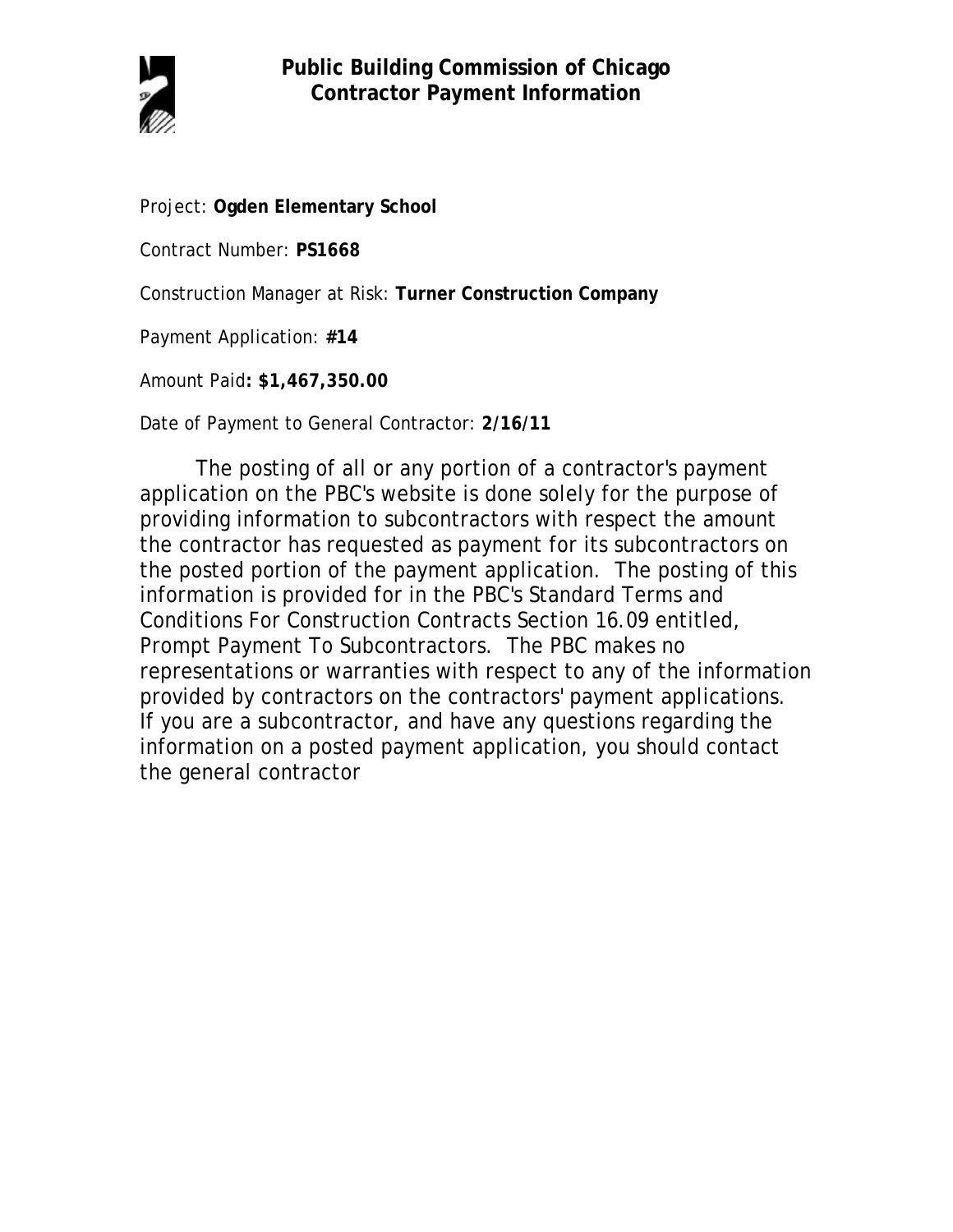# Public Building Commission of Chicago
## Contractor Payment Information

Project: **Ogden Elementary School**

Contract Number: **PS1668**

Construction Manager at Risk: **Turner Construction Company**

Payment Application: **#14**

Amount Paid**: $1,467,350.00**

Date of Payment to General Contractor: **2/16/11**

The posting of all or any portion of a contractor's payment application on the PBC's website is done solely for the purpose of providing information to subcontractors with respect the amount the contractor has requested as payment for its subcontractors on the posted portion of the payment application. The posting of this information is provided for in the PBC's Standard Terms and Conditions For Construction Contracts Section 16.09 entitled, Prompt Payment To Subcontractors. The PBC makes no representations or warranties with respect to any of the information provided by contractors on the contractors' payment applications. If you are a subcontractor, and have any questions regarding the information on a posted payment application, you should contact the general contractor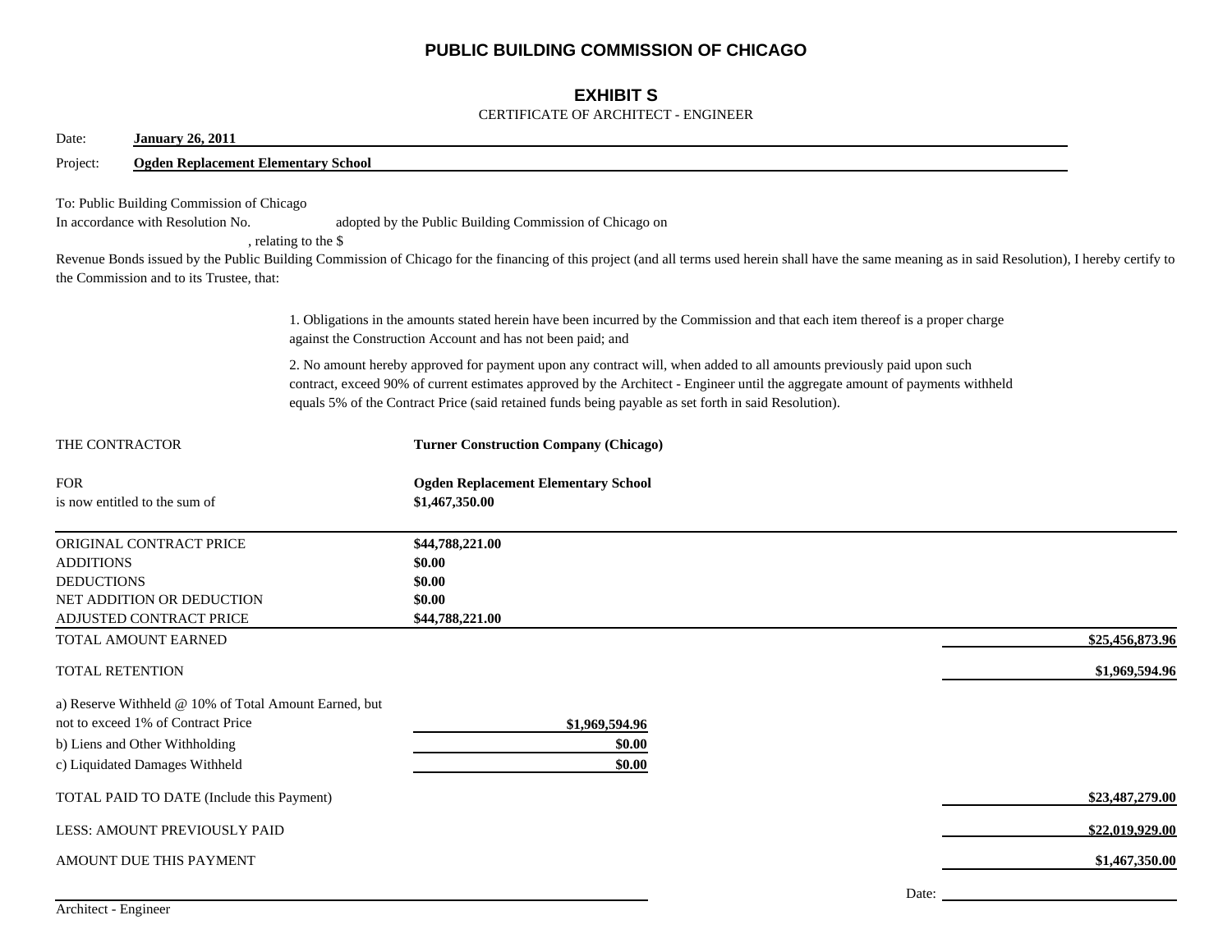# PUBLIC BUILDING COMMISSION OF CHICAGO

## EXHIBIT S

CERTIFICATE OF ARCHITECT - ENGINEER

Date: **January 26, 2011**

Project: **Ogden Replacement Elementary School**

To: Public Building Commission of Chicago
In accordance with Resolution No. adopted by the Public Building Commission of Chicago on , relating to the $ Revenue Bonds issued by the Public Building Commission of Chicago for the financing of this project (and all terms used herein shall have the same meaning as in said Resolution), I hereby certify to the Commission and to its Trustee, that:

1. Obligations in the amounts stated herein have been incurred by the Commission and that each item thereof is a proper charge against the Construction Account and has not been paid; and

2. No amount hereby approved for payment upon any contract will, when added to all amounts previously paid upon such contract, exceed 90% of current estimates approved by the Architect - Engineer until the aggregate amount of payments withheld equals 5% of the Contract Price (said retained funds being payable as set forth in said Resolution).

THE CONTRACTOR **Turner Construction Company (Chicago)**

FOR **Ogden Replacement Elementary School**
is now entitled to the sum of **$1,467,350.00**

| | | |
|---|---|---|
| ORIGINAL CONTRACT PRICE | **$44,788,221.00** | |
| ADDITIONS | **$0.00** | |
| DEDUCTIONS | **$0.00** | |
| NET ADDITION OR DEDUCTION | **$0.00** | |
| ADJUSTED CONTRACT PRICE | **$44,788,221.00** | |
| TOTAL AMOUNT EARNED | | **$25,456,873.96** |
| TOTAL RETENTION | | **$1,969,594.96** |
| a) Reserve Withheld @ 10% of Total Amount Earned, but not to exceed 1% of Contract Price | **$1,969,594.96** | |
| b) Liens and Other Withholding | **$0.00** | |
| c) Liquidated Damages Withheld | **$0.00** | |
| TOTAL PAID TO DATE (Include this Payment) | | **$23,487,279.00** |
| LESS: AMOUNT PREVIOUSLY PAID | | **$22,019,929.00** |
| AMOUNT DUE THIS PAYMENT | | **$1,467,350.00** |

Architect - Engineer

Date: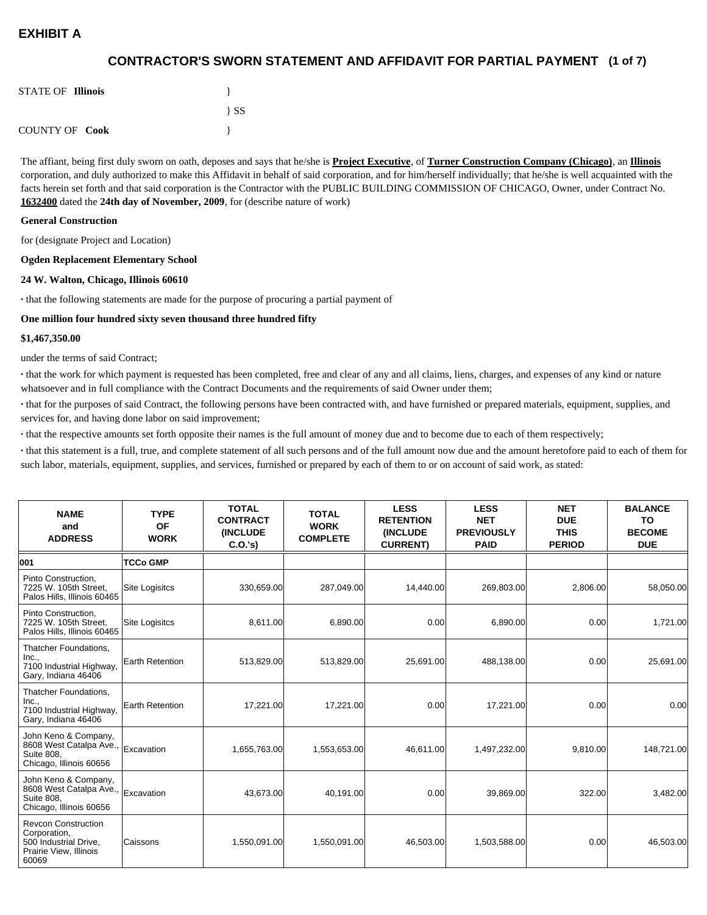# EXHIBIT A

## CONTRACTOR'S SWORN STATEMENT AND AFFIDAVIT FOR PARTIAL PAYMENT (1 of 7)

STATE OF **Illinois** }
} SS
COUNTY OF **Cook** }

The affiant, being first duly sworn on oath, deposes and says that he/she is **Project Executive**, of **Turner Construction Company (Chicago)**, an **Illinois** corporation, and duly authorized to make this Affidavit in behalf of said corporation, and for him/herself individually; that he/she is well acquainted with the facts herein set forth and that said corporation is the Contractor with the PUBLIC BUILDING COMMISSION OF CHICAGO, Owner, under Contract No. **1632400** dated the **24th day of November, 2009**, for (describe nature of work)

**General Construction**

for (designate Project and Location)

**Ogden Replacement Elementary School**

**24 W. Walton, Chicago, Illinois 60610**

· that the following statements are made for the purpose of procuring a partial payment of

**One million four hundred sixty seven thousand three hundred fifty**

**$1,467,350.00**

under the terms of said Contract;

· that the work for which payment is requested has been completed, free and clear of any and all claims, liens, charges, and expenses of any kind or nature whatsoever and in full compliance with the Contract Documents and the requirements of said Owner under them;

· that for the purposes of said Contract, the following persons have been contracted with, and have furnished or prepared materials, equipment, supplies, and services for, and having done labor on said improvement;

· that the respective amounts set forth opposite their names is the full amount of money due and to become due to each of them respectively;

· that this statement is a full, true, and complete statement of all such persons and of the full amount now due and the amount heretofore paid to each of them for such labor, materials, equipment, supplies, and services, furnished or prepared by each of them to or on account of said work, as stated:

| NAME and ADDRESS | TYPE OF WORK | TOTAL CONTRACT (INCLUDE C.O.'s) | TOTAL WORK COMPLETE | LESS RETENTION (INCLUDE CURRENT) | LESS NET PREVIOUSLY PAID | NET DUE THIS PERIOD | BALANCE TO BECOME DUE |
|---|---|---|---|---|---|---|---|
| **001** | **TCCo GMP** | | | | | | |
| Pinto Construction, 7225 W. 105th Street, Palos Hills, Illinois 60465 | Site Logisitcs | 330,659.00 | 287,049.00 | 14,440.00 | 269,803.00 | 2,806.00 | 58,050.00 |
| Pinto Construction, 7225 W. 105th Street, Palos Hills, Illinois 60465 | Site Logisitcs | 8,611.00 | 6,890.00 | 0.00 | 6,890.00 | 0.00 | 1,721.00 |
| Thatcher Foundations, Inc., 7100 Industrial Highway, Gary, Indiana 46406 | Earth Retention | 513,829.00 | 513,829.00 | 25,691.00 | 488,138.00 | 0.00 | 25,691.00 |
| Thatcher Foundations, Inc., 7100 Industrial Highway, Gary, Indiana 46406 | Earth Retention | 17,221.00 | 17,221.00 | 0.00 | 17,221.00 | 0.00 | 0.00 |
| John Keno & Company, 8608 West Catalpa Ave., Suite 808, Chicago, Illinois 60656 | Excavation | 1,655,763.00 | 1,553,653.00 | 46,611.00 | 1,497,232.00 | 9,810.00 | 148,721.00 |
| John Keno & Company, 8608 West Catalpa Ave., Suite 808, Chicago, Illinois 60656 | Excavation | 43,673.00 | 40,191.00 | 0.00 | 39,869.00 | 322.00 | 3,482.00 |
| Revcon Construction Corporation, 500 Industrial Drive, Prairie View, Illinois 60069 | Caissons | 1,550,091.00 | 1,550,091.00 | 46,503.00 | 1,503,588.00 | 0.00 | 46,503.00 |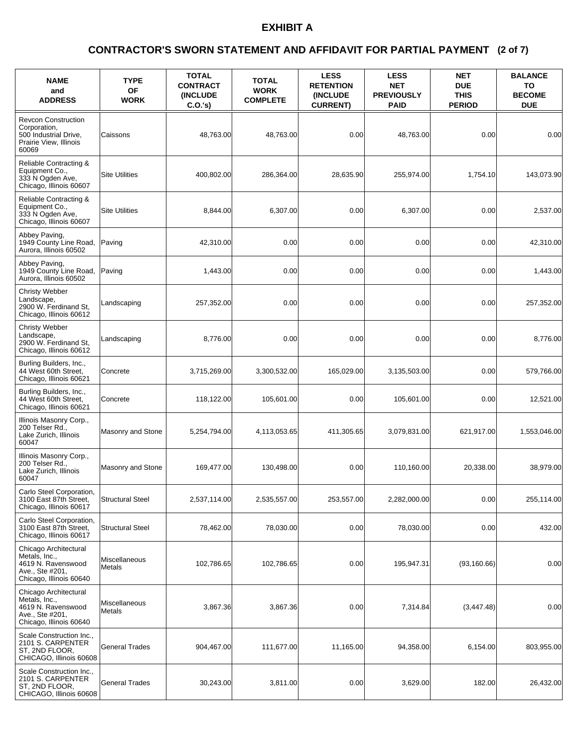# EXHIBIT A

## CONTRACTOR'S SWORN STATEMENT AND AFFIDAVIT FOR PARTIAL PAYMENT (2 of 7)

| NAME and ADDRESS | TYPE OF WORK | TOTAL CONTRACT (INCLUDE C.O.'s) | TOTAL WORK COMPLETE | LESS RETENTION (INCLUDE CURRENT) | LESS NET PREVIOUSLY PAID | NET DUE THIS PERIOD | BALANCE TO BECOME DUE |
|---|---|---|---|---|---|---|---|
| Revcon Construction Corporation, 500 Industrial Drive, Prairie View, Illinois 60069 | Caissons | 48,763.00 | 48,763.00 | 0.00 | 48,763.00 | 0.00 | 0.00 |
| Reliable Contracting & Equipment Co., 333 N Ogden Ave, Chicago, Illinois 60607 | Site Utilities | 400,802.00 | 286,364.00 | 28,635.90 | 255,974.00 | 1,754.10 | 143,073.90 |
| Reliable Contracting & Equipment Co., 333 N Ogden Ave, Chicago, Illinois 60607 | Site Utilities | 8,844.00 | 6,307.00 | 0.00 | 6,307.00 | 0.00 | 2,537.00 |
| Abbey Paving, 1949 County Line Road, Aurora, Illinois 60502 | Paving | 42,310.00 | 0.00 | 0.00 | 0.00 | 0.00 | 42,310.00 |
| Abbey Paving, 1949 County Line Road, Aurora, Illinois 60502 | Paving | 1,443.00 | 0.00 | 0.00 | 0.00 | 0.00 | 1,443.00 |
| Christy Webber Landscape, 2900 W. Ferdinand St, Chicago, Illinois 60612 | Landscaping | 257,352.00 | 0.00 | 0.00 | 0.00 | 0.00 | 257,352.00 |
| Christy Webber Landscape, 2900 W. Ferdinand St, Chicago, Illinois 60612 | Landscaping | 8,776.00 | 0.00 | 0.00 | 0.00 | 0.00 | 8,776.00 |
| Burling Builders, Inc., 44 West 60th Street, Chicago, Illinois 60621 | Concrete | 3,715,269.00 | 3,300,532.00 | 165,029.00 | 3,135,503.00 | 0.00 | 579,766.00 |
| Burling Builders, Inc., 44 West 60th Street, Chicago, Illinois 60621 | Concrete | 118,122.00 | 105,601.00 | 0.00 | 105,601.00 | 0.00 | 12,521.00 |
| Illinois Masonry Corp., 200 Telser Rd., Lake Zurich, Illinois 60047 | Masonry and Stone | 5,254,794.00 | 4,113,053.65 | 411,305.65 | 3,079,831.00 | 621,917.00 | 1,553,046.00 |
| Illinois Masonry Corp., 200 Telser Rd., Lake Zurich, Illinois 60047 | Masonry and Stone | 169,477.00 | 130,498.00 | 0.00 | 110,160.00 | 20,338.00 | 38,979.00 |
| Carlo Steel Corporation, 3100 East 87th Street, Chicago, Illinois 60617 | Structural Steel | 2,537,114.00 | 2,535,557.00 | 253,557.00 | 2,282,000.00 | 0.00 | 255,114.00 |
| Carlo Steel Corporation, 3100 East 87th Street, Chicago, Illinois 60617 | Structural Steel | 78,462.00 | 78,030.00 | 0.00 | 78,030.00 | 0.00 | 432.00 |
| Chicago Architectural Metals, Inc., 4619 N. Ravenswood Ave., Ste #201, Chicago, Illinois 60640 | Miscellaneous Metals | 102,786.65 | 102,786.65 | 0.00 | 195,947.31 | (93,160.66) | 0.00 |
| Chicago Architectural Metals, Inc., 4619 N. Ravenswood Ave., Ste #201, Chicago, Illinois 60640 | Miscellaneous Metals | 3,867.36 | 3,867.36 | 0.00 | 7,314.84 | (3,447.48) | 0.00 |
| Scale Construction Inc., 2101 S. CARPENTER ST, 2ND FLOOR, CHICAGO, Illinois 60608 | General Trades | 904,467.00 | 111,677.00 | 11,165.00 | 94,358.00 | 6,154.00 | 803,955.00 |
| Scale Construction Inc., 2101 S. CARPENTER ST, 2ND FLOOR, CHICAGO, Illinois 60608 | General Trades | 30,243.00 | 3,811.00 | 0.00 | 3,629.00 | 182.00 | 26,432.00 |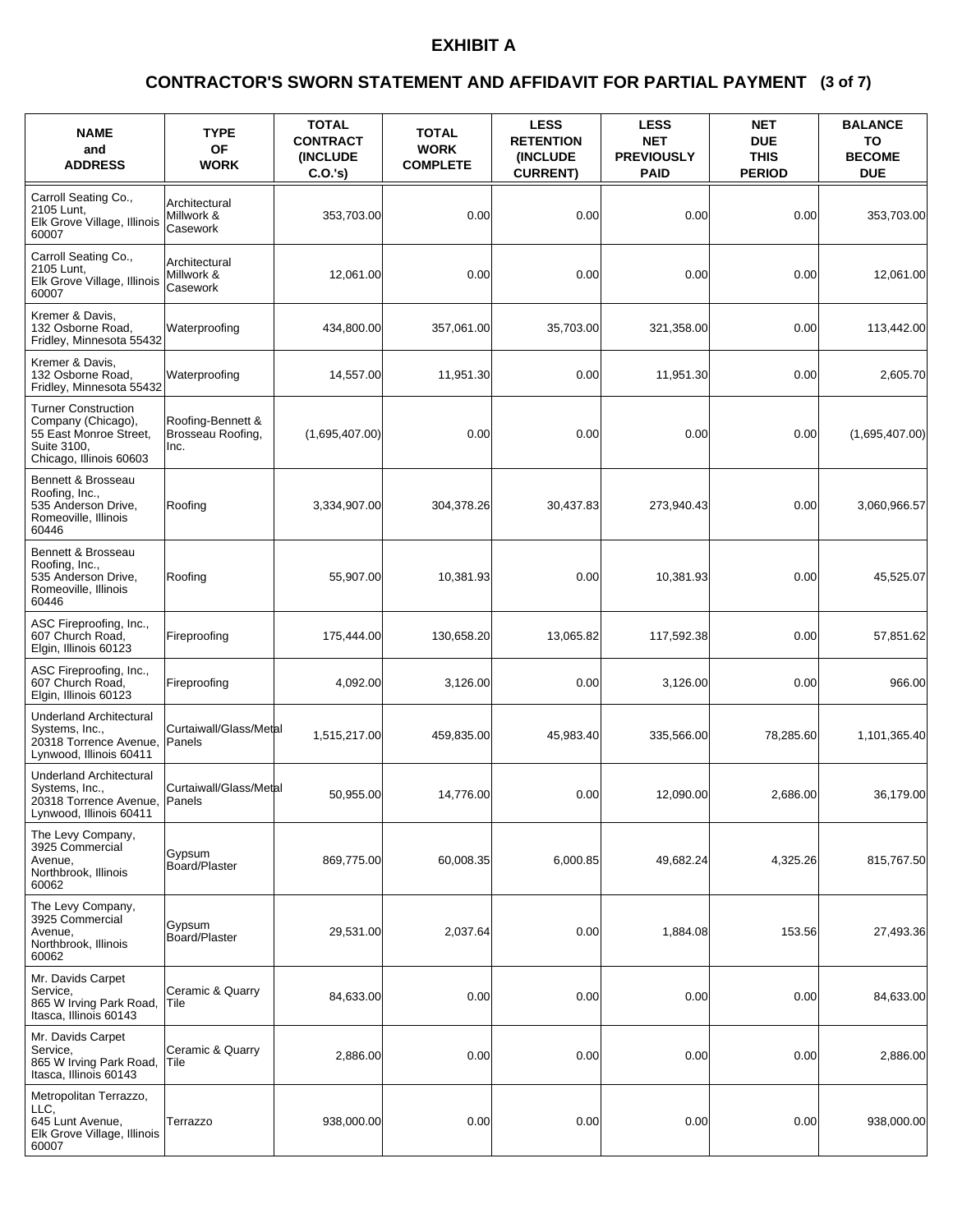# EXHIBIT A

## CONTRACTOR'S SWORN STATEMENT AND AFFIDAVIT FOR PARTIAL PAYMENT (3 of 7)

| NAME and ADDRESS | TYPE OF WORK | TOTAL CONTRACT (INCLUDE C.O.'s) | TOTAL WORK COMPLETE | LESS RETENTION (INCLUDE CURRENT) | LESS NET PREVIOUSLY PAID | NET DUE THIS PERIOD | BALANCE TO BECOME DUE |
|---|---|---|---|---|---|---|---|
| Carroll Seating Co., 2105 Lunt, Elk Grove Village, Illinois 60007 | Architectural Millwork & Casework | 353,703.00 | 0.00 | 0.00 | 0.00 | 0.00 | 353,703.00 |
| Carroll Seating Co., 2105 Lunt, Elk Grove Village, Illinois 60007 | Architectural Millwork & Casework | 12,061.00 | 0.00 | 0.00 | 0.00 | 0.00 | 12,061.00 |
| Kremer & Davis, 132 Osborne Road, Fridley, Minnesota 55432 | Waterproofing | 434,800.00 | 357,061.00 | 35,703.00 | 321,358.00 | 0.00 | 113,442.00 |
| Kremer & Davis, 132 Osborne Road, Fridley, Minnesota 55432 | Waterproofing | 14,557.00 | 11,951.30 | 0.00 | 11,951.30 | 0.00 | 2,605.70 |
| Turner Construction Company (Chicago), 55 East Monroe Street, Suite 3100, Chicago, Illinois 60603 | Roofing-Bennett & Brosseau Roofing, Inc. | (1,695,407.00) | 0.00 | 0.00 | 0.00 | 0.00 | (1,695,407.00) |
| Bennett & Brosseau Roofing, Inc., 535 Anderson Drive, Romeoville, Illinois 60446 | Roofing | 3,334,907.00 | 304,378.26 | 30,437.83 | 273,940.43 | 0.00 | 3,060,966.57 |
| Bennett & Brosseau Roofing, Inc., 535 Anderson Drive, Romeoville, Illinois 60446 | Roofing | 55,907.00 | 10,381.93 | 0.00 | 10,381.93 | 0.00 | 45,525.07 |
| ASC Fireproofing, Inc., 607 Church Road, Elgin, Illinois 60123 | Fireproofing | 175,444.00 | 130,658.20 | 13,065.82 | 117,592.38 | 0.00 | 57,851.62 |
| ASC Fireproofing, Inc., 607 Church Road, Elgin, Illinois 60123 | Fireproofing | 4,092.00 | 3,126.00 | 0.00 | 3,126.00 | 0.00 | 966.00 |
| Underland Architectural Systems, Inc., 20318 Torrence Avenue, Lynwood, Illinois 60411 | Curtaiwall/Glass/Metal Panels | 1,515,217.00 | 459,835.00 | 45,983.40 | 335,566.00 | 78,285.60 | 1,101,365.40 |
| Underland Architectural Systems, Inc., 20318 Torrence Avenue, Lynwood, Illinois 60411 | Curtaiwall/Glass/Metal Panels | 50,955.00 | 14,776.00 | 0.00 | 12,090.00 | 2,686.00 | 36,179.00 |
| The Levy Company, 3925 Commercial Avenue, Northbrook, Illinois 60062 | Gypsum Board/Plaster | 869,775.00 | 60,008.35 | 6,000.85 | 49,682.24 | 4,325.26 | 815,767.50 |
| The Levy Company, 3925 Commercial Avenue, Northbrook, Illinois 60062 | Gypsum Board/Plaster | 29,531.00 | 2,037.64 | 0.00 | 1,884.08 | 153.56 | 27,493.36 |
| Mr. Davids Carpet Service, 865 W Irving Park Road, Itasca, Illinois 60143 | Ceramic & Quarry Tile | 84,633.00 | 0.00 | 0.00 | 0.00 | 0.00 | 84,633.00 |
| Mr. Davids Carpet Service, 865 W Irving Park Road, Itasca, Illinois 60143 | Ceramic & Quarry Tile | 2,886.00 | 0.00 | 0.00 | 0.00 | 0.00 | 2,886.00 |
| Metropolitan Terrazzo, LLC, 645 Lunt Avenue, Elk Grove Village, Illinois 60007 | Terrazzo | 938,000.00 | 0.00 | 0.00 | 0.00 | 0.00 | 938,000.00 |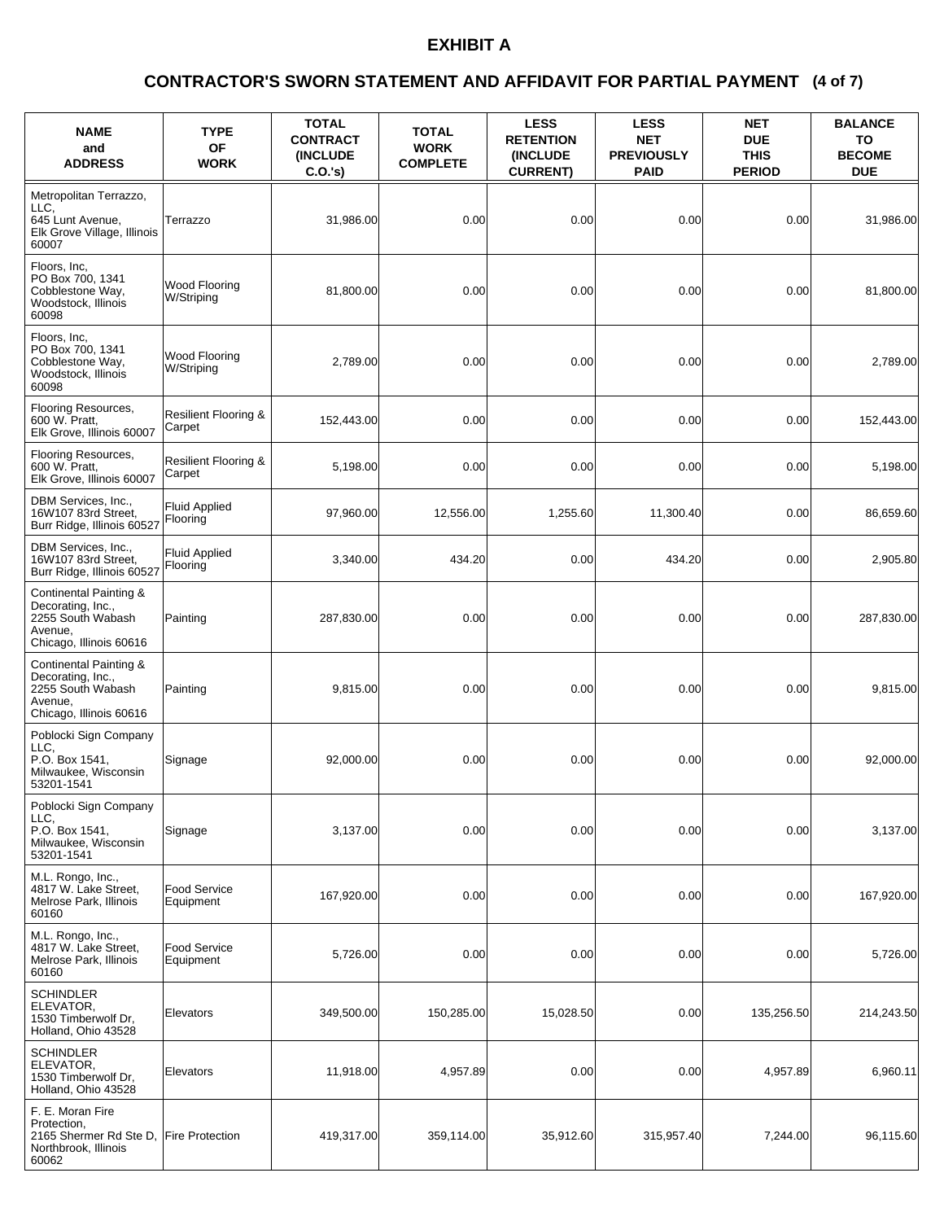# EXHIBIT A

## CONTRACTOR'S SWORN STATEMENT AND AFFIDAVIT FOR PARTIAL PAYMENT (4 of 7)

| NAME and ADDRESS | TYPE OF WORK | TOTAL CONTRACT (INCLUDE C.O.'s) | TOTAL WORK COMPLETE | LESS RETENTION (INCLUDE CURRENT) | LESS NET PREVIOUSLY PAID | NET DUE THIS PERIOD | BALANCE TO BECOME DUE |
|---|---|---|---|---|---|---|---|
| Metropolitan Terrazzo, LLC, 645 Lunt Avenue, Elk Grove Village, Illinois 60007 | Terrazzo | 31,986.00 | 0.00 | 0.00 | 0.00 | 0.00 | 31,986.00 |
| Floors, Inc, PO Box 700, 1341 Cobblestone Way, Woodstock, Illinois 60098 | Wood Flooring W/Striping | 81,800.00 | 0.00 | 0.00 | 0.00 | 0.00 | 81,800.00 |
| Floors, Inc, PO Box 700, 1341 Cobblestone Way, Woodstock, Illinois 60098 | Wood Flooring W/Striping | 2,789.00 | 0.00 | 0.00 | 0.00 | 0.00 | 2,789.00 |
| Flooring Resources, 600 W. Pratt, Elk Grove, Illinois 60007 | Resilient Flooring & Carpet | 152,443.00 | 0.00 | 0.00 | 0.00 | 0.00 | 152,443.00 |
| Flooring Resources, 600 W. Pratt, Elk Grove, Illinois 60007 | Resilient Flooring & Carpet | 5,198.00 | 0.00 | 0.00 | 0.00 | 0.00 | 5,198.00 |
| DBM Services, Inc., 16W107 83rd Street, Burr Ridge, Illinois 60527 | Fluid Applied Flooring | 97,960.00 | 12,556.00 | 1,255.60 | 11,300.40 | 0.00 | 86,659.60 |
| DBM Services, Inc., 16W107 83rd Street, Burr Ridge, Illinois 60527 | Fluid Applied Flooring | 3,340.00 | 434.20 | 0.00 | 434.20 | 0.00 | 2,905.80 |
| Continental Painting & Decorating, Inc., 2255 South Wabash Avenue, Chicago, Illinois 60616 | Painting | 287,830.00 | 0.00 | 0.00 | 0.00 | 0.00 | 287,830.00 |
| Continental Painting & Decorating, Inc., 2255 South Wabash Avenue, Chicago, Illinois 60616 | Painting | 9,815.00 | 0.00 | 0.00 | 0.00 | 0.00 | 9,815.00 |
| Poblocki Sign Company LLC, P.O. Box 1541, Milwaukee, Wisconsin 53201-1541 | Signage | 92,000.00 | 0.00 | 0.00 | 0.00 | 0.00 | 92,000.00 |
| Poblocki Sign Company LLC, P.O. Box 1541, Milwaukee, Wisconsin 53201-1541 | Signage | 3,137.00 | 0.00 | 0.00 | 0.00 | 0.00 | 3,137.00 |
| M.L. Rongo, Inc., 4817 W. Lake Street, Melrose Park, Illinois 60160 | Food Service Equipment | 167,920.00 | 0.00 | 0.00 | 0.00 | 0.00 | 167,920.00 |
| M.L. Rongo, Inc., 4817 W. Lake Street, Melrose Park, Illinois 60160 | Food Service Equipment | 5,726.00 | 0.00 | 0.00 | 0.00 | 0.00 | 5,726.00 |
| SCHINDLER ELEVATOR, 1530 Timberwolf Dr, Holland, Ohio 43528 | Elevators | 349,500.00 | 150,285.00 | 15,028.50 | 0.00 | 135,256.50 | 214,243.50 |
| SCHINDLER ELEVATOR, 1530 Timberwolf Dr, Holland, Ohio 43528 | Elevators | 11,918.00 | 4,957.89 | 0.00 | 0.00 | 4,957.89 | 6,960.11 |
| F. E. Moran Fire Protection, 2165 Shermer Rd Ste D, Northbrook, Illinois 60062 | Fire Protection | 419,317.00 | 359,114.00 | 35,912.60 | 315,957.40 | 7,244.00 | 96,115.60 |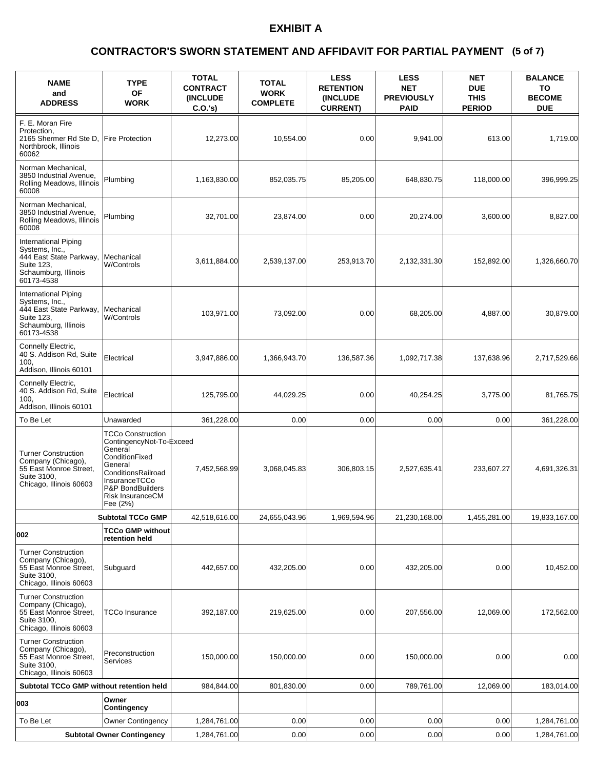# EXHIBIT A

## CONTRACTOR'S SWORN STATEMENT AND AFFIDAVIT FOR PARTIAL PAYMENT (5 of 7)

| NAME and ADDRESS | TYPE OF WORK | TOTAL CONTRACT (INCLUDE C.O.'s) | TOTAL WORK COMPLETE | LESS RETENTION (INCLUDE CURRENT) | LESS NET PREVIOUSLY PAID | NET DUE THIS PERIOD | BALANCE TO BECOME DUE |
|---|---|---|---|---|---|---|---|
| F. E. Moran Fire Protection, 2165 Shermer Rd Ste D, Northbrook, Illinois 60062 | Fire Protection | 12,273.00 | 10,554.00 | 0.00 | 9,941.00 | 613.00 | 1,719.00 |
| Norman Mechanical, 3850 Industrial Avenue, Rolling Meadows, Illinois 60008 | Plumbing | 1,163,830.00 | 852,035.75 | 85,205.00 | 648,830.75 | 118,000.00 | 396,999.25 |
| Norman Mechanical, 3850 Industrial Avenue, Rolling Meadows, Illinois 60008 | Plumbing | 32,701.00 | 23,874.00 | 0.00 | 20,274.00 | 3,600.00 | 8,827.00 |
| International Piping Systems, Inc., 444 East State Parkway, Suite 123, Schaumburg, Illinois 60173-4538 | Mechanical W/Controls | 3,611,884.00 | 2,539,137.00 | 253,913.70 | 2,132,331.30 | 152,892.00 | 1,326,660.70 |
| International Piping Systems, Inc., 444 East State Parkway, Suite 123, Schaumburg, Illinois 60173-4538 | Mechanical W/Controls | 103,971.00 | 73,092.00 | 0.00 | 68,205.00 | 4,887.00 | 30,879.00 |
| Connelly Electric, 40 S. Addison Rd, Suite 100, Addison, Illinois 60101 | Electrical | 3,947,886.00 | 1,366,943.70 | 136,587.36 | 1,092,717.38 | 137,638.96 | 2,717,529.66 |
| Connelly Electric, 40 S. Addison Rd, Suite 100, Addison, Illinois 60101 | Electrical | 125,795.00 | 44,029.25 | 0.00 | 40,254.25 | 3,775.00 | 81,765.75 |
| To Be Let | Unawarded | 361,228.00 | 0.00 | 0.00 | 0.00 | 0.00 | 361,228.00 |
| Turner Construction Company (Chicago), 55 East Monroe Street, Suite 3100, Chicago, Illinois 60603 | TCCo Construction ContingencyNot-To-Exceed General ConditionFixed General ConditionsRailroad InsuranceTCCo P&P BondBuilders Risk InsuranceCM Fee (2%) | 7,452,568.99 | 3,068,045.83 | 306,803.15 | 2,527,635.41 | 233,607.27 | 4,691,326.31 |
| | **Subtotal TCCo GMP** | 42,518,616.00 | 24,655,043.96 | 1,969,594.96 | 21,230,168.00 | 1,455,281.00 | 19,833,167.00 |
| **002** | **TCCo GMP without retention held** | | | | | | |
| Turner Construction Company (Chicago), 55 East Monroe Street, Suite 3100, Chicago, Illinois 60603 | Subguard | 442,657.00 | 432,205.00 | 0.00 | 432,205.00 | 0.00 | 10,452.00 |
| Turner Construction Company (Chicago), 55 East Monroe Street, Suite 3100, Chicago, Illinois 60603 | TCCo Insurance | 392,187.00 | 219,625.00 | 0.00 | 207,556.00 | 12,069.00 | 172,562.00 |
| Turner Construction Company (Chicago), 55 East Monroe Street, Suite 3100, Chicago, Illinois 60603 | Preconstruction Services | 150,000.00 | 150,000.00 | 0.00 | 150,000.00 | 0.00 | 0.00 |
| **Subtotal TCCo GMP without retention held** | | 984,844.00 | 801,830.00 | 0.00 | 789,761.00 | 12,069.00 | 183,014.00 |
| **003** | **Owner Contingency** | | | | | | |
| To Be Let | Owner Contingency | 1,284,761.00 | 0.00 | 0.00 | 0.00 | 0.00 | 1,284,761.00 |
| | **Subtotal Owner Contingency** | 1,284,761.00 | 0.00 | 0.00 | 0.00 | 0.00 | 1,284,761.00 |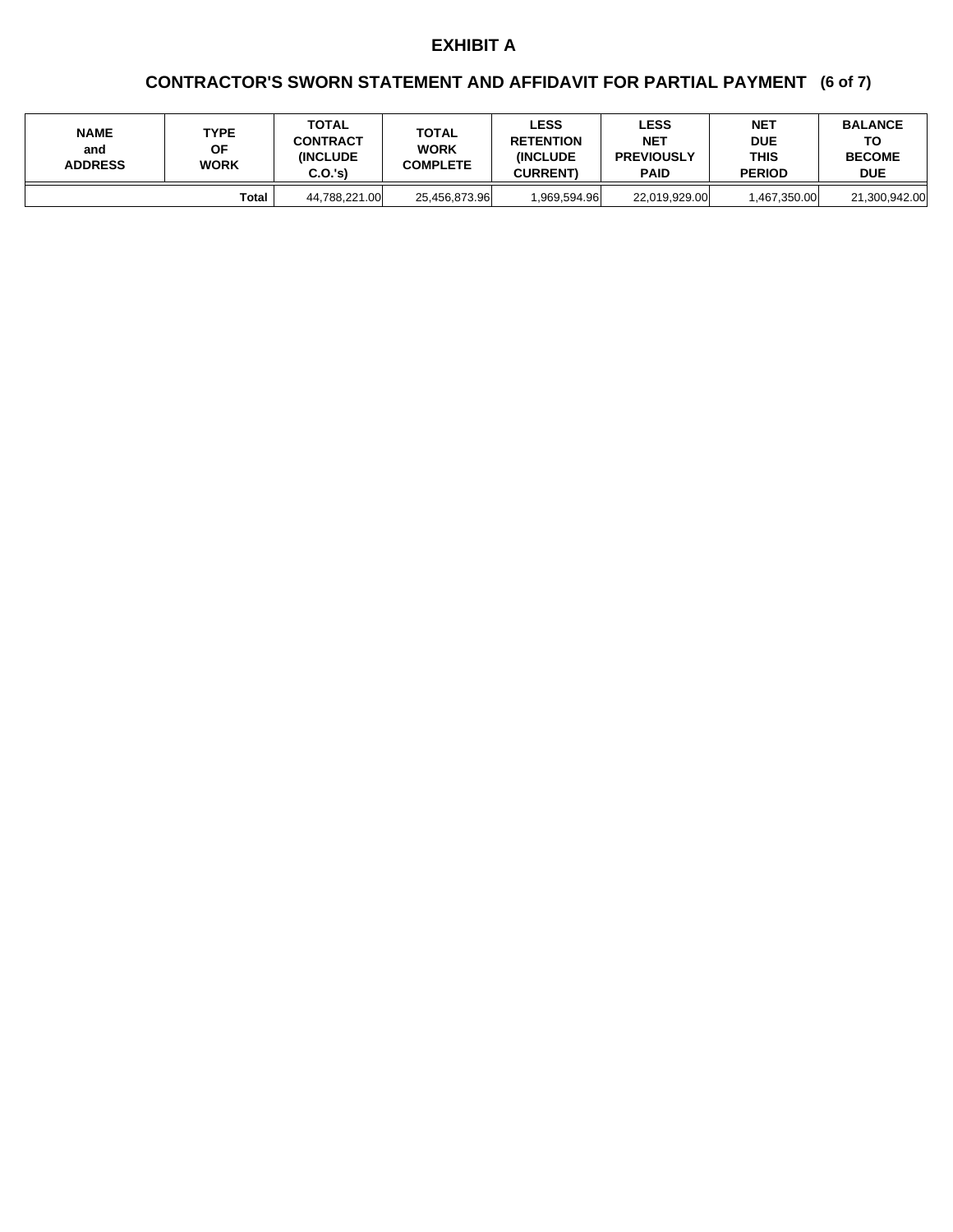# EXHIBIT A

## CONTRACTOR'S SWORN STATEMENT AND AFFIDAVIT FOR PARTIAL PAYMENT (6 of 7)

| NAME and ADDRESS | TYPE OF WORK | TOTAL CONTRACT (INCLUDE C.O.'s) | TOTAL WORK COMPLETE | LESS RETENTION (INCLUDE CURRENT) | LESS NET PREVIOUSLY PAID | NET DUE THIS PERIOD | BALANCE TO BECOME DUE |
|---|---|---|---|---|---|---|---|
| | Total | 44,788,221.00 | 25,456,873.96 | 1,969,594.96 | 22,019,929.00 | 1,467,350.00 | 21,300,942.00 |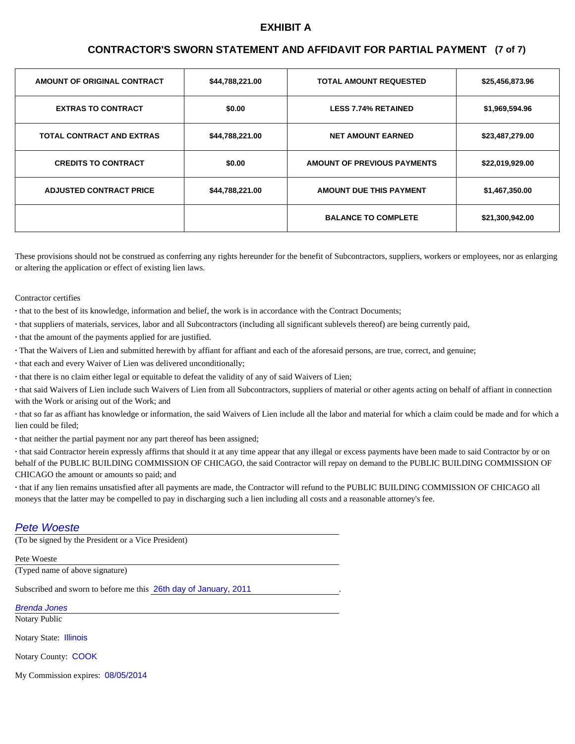# EXHIBIT A

## CONTRACTOR'S SWORN STATEMENT AND AFFIDAVIT FOR PARTIAL PAYMENT (7 of 7)

| | | | |
|---|---|---|---|
| **AMOUNT OF ORIGINAL CONTRACT** | **$44,788,221.00** | **TOTAL AMOUNT REQUESTED** | **$25,456,873.96** |
| **EXTRAS TO CONTRACT** | **$0.00** | **LESS 7.74% RETAINED** | **$1,969,594.96** |
| **TOTAL CONTRACT AND EXTRAS** | **$44,788,221.00** | **NET AMOUNT EARNED** | **$23,487,279.00** |
| **CREDITS TO CONTRACT** | **$0.00** | **AMOUNT OF PREVIOUS PAYMENTS** | **$22,019,929.00** |
| **ADJUSTED CONTRACT PRICE** | **$44,788,221.00** | **AMOUNT DUE THIS PAYMENT** | **$1,467,350.00** |
| | | **BALANCE TO COMPLETE** | **$21,300,942.00** |

These provisions should not be construed as conferring any rights hereunder for the benefit of Subcontractors, suppliers, workers or employees, nor as enlarging or altering the application or effect of existing lien laws.

Contractor certifies

- that to the best of its knowledge, information and belief, the work is in accordance with the Contract Documents;
- that suppliers of materials, services, labor and all Subcontractors (including all significant sublevels thereof) are being currently paid,
- that the amount of the payments applied for are justified.
- That the Waivers of Lien and submitted herewith by affiant for affiant and each of the aforesaid persons, are true, correct, and genuine;
- that each and every Waiver of Lien was delivered unconditionally;
- that there is no claim either legal or equitable to defeat the validity of any of said Waivers of Lien;
- that said Waivers of Lien include such Waivers of Lien from all Subcontractors, suppliers of material or other agents acting on behalf of affiant in connection with the Work or arising out of the Work; and
- that so far as affiant has knowledge or information, the said Waivers of Lien include all the labor and material for which a claim could be made and for which a lien could be filed;
- that neither the partial payment nor any part thereof has been assigned;
- that said Contractor herein expressly affirms that should it at any time appear that any illegal or excess payments have been made to said Contractor by or on behalf of the PUBLIC BUILDING COMMISSION OF CHICAGO, the said Contractor will repay on demand to the PUBLIC BUILDING COMMISSION OF CHICAGO the amount or amounts so paid; and
- that if any lien remains unsatisfied after all payments are made, the Contractor will refund to the PUBLIC BUILDING COMMISSION OF CHICAGO all moneys that the latter may be compelled to pay in discharging such a lien including all costs and a reasonable attorney's fee.

*Pete Woeste*
(To be signed by the President or a Vice President)

Pete Woeste
(Typed name of above signature)

Subscribed and sworn to before me this 26th day of January, 2011.

*Brenda Jones*
Notary Public

Notary State: Illinois

Notary County: COOK

My Commission expires: 08/05/2014